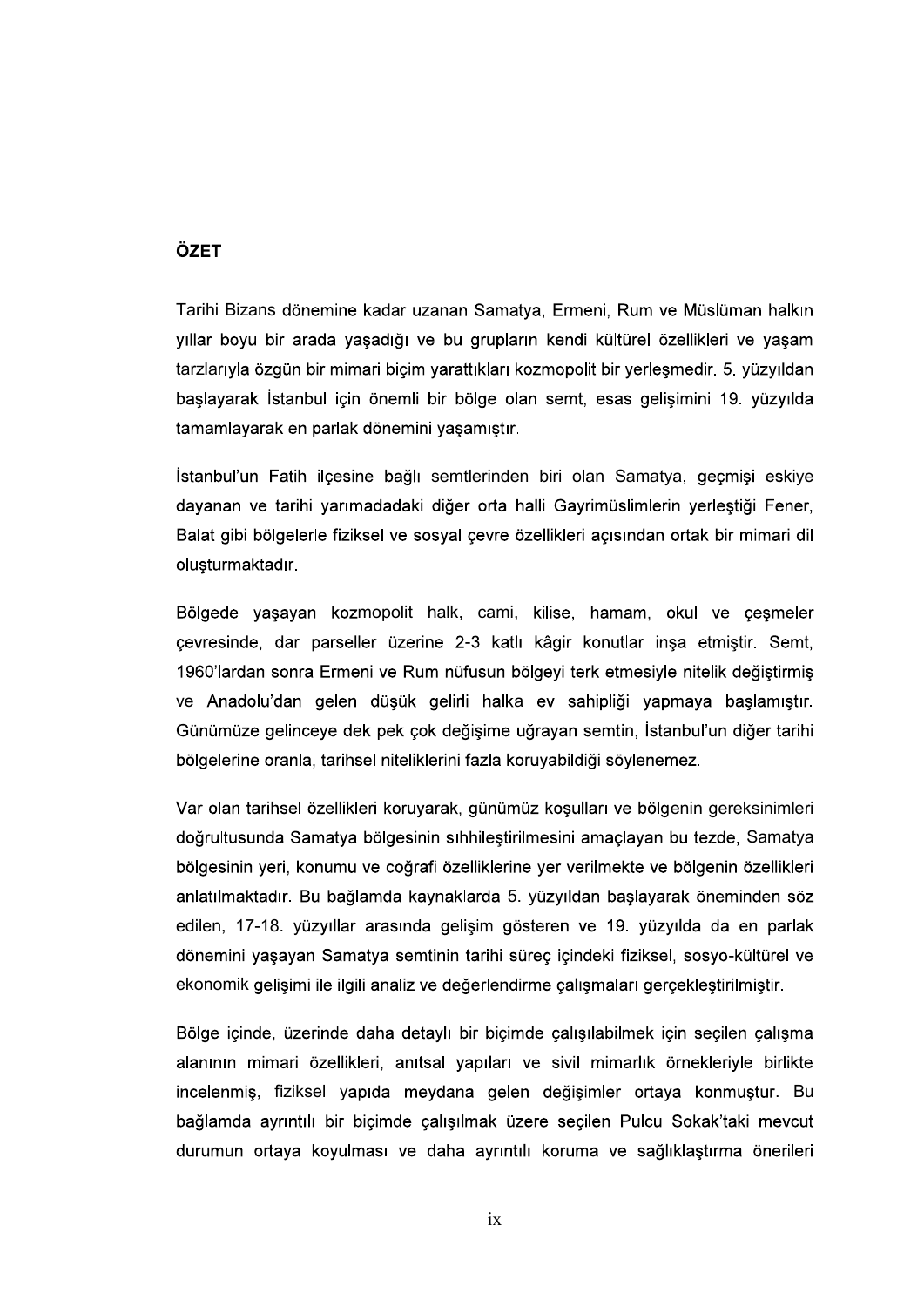## ÖZET

Tarihi Bizans dönemine kadar uzanan Samatya, Ermeni, Rum ve Müslüman halkın yıllar boyu bir arada yaşadığı ve bu grupların kendi kültürel özellikleri ve yaşam tarzlarıyla özgün bir mimari biçim yarattıkları kozmopolit bir yerleşmedir. 5. yüzyıldan başlayarak İstanbul için önemli bir bölge olan semt, esas gelişimini 19. yüzyılda tamamlayarak en parlak dönemini yaşamıştır.

İstanbul'un Fatih ilçesine bağlı semtlerinden biri olan Samatya, geçmişi eskiye dayanan ve tarihi yarımadadaki diğer orta halli Gayrimüslimlerin yerleştiği Fener, Balat gibi bölgelerle fiziksel ve sosyal çevre özellikleri açısından ortak bir mimari dil oluşturmaktadır.

Bölgede yaşayan kozmopolit halk, cami, kilise, hamam, okul ve çeşmeler çevresinde, dar parseller üzerine 2-3 katlı kâgir konutlar inşa etmiştir. Semt, 1960'lardan sonra Ermeni ve Rum nüfusun bölgeyi terk etmesiyle nitelik değiştirmiş ve Anadolu'dan gelen düşük gelirli halka ev sahipliği yapmaya başlamıştır. Günümüze gelinceye dek pek çok değişime uğrayan semtin, İstanbul'un diğer tarihi bölgelerine oranla, tarihsel niteliklerini fazla koruyabildiği söylenemez.

Var olan tarihsel özellikleri koruyarak, günümüz koşulları ve bölgenin gereksinimleri doğrultusunda Samatya bölgesinin sıhhileştirilmesini amaçlayan bu tezde, Samatya bölgesinin yeri, konumu ve coğrafi özelliklerine yer verilmekte ve bölgenin özellikleri anlatılmaktadır. Bu bağlamda kaynaklarda 5. yüzyıldan başlayarak öneminden söz edilen, 17-18. yüzyıllar arasında gelişim gösteren ve 19. yüzyılda da en parlak dönemini yaşayan Samatya semtinin tarihi süreç içindeki fiziksel, sosyo-kültürel ve ekonomik gelişimi ile ilgili analiz ve değerlendirme çalışmaları gerçekleştirilmiştir.

Bölge içinde, üzerinde daha detaylı bir biçimde çalışılabilmek için seçilen çalışma alanının mimari özellikleri, anıtsal yapıları ve sivil mimarlık örnekleriyle birlikte incelenmiş, fiziksel yapıda meydana gelen değişimler ortaya konmuştur. Bu bağlamda ayrıntılı bir biçimde çalışılmak üzere seçilen Pulcu Sokak'taki mevcut durumun ortaya koyulması ve daha ayrıntılı koruma ve sağlıklaştırma önerileri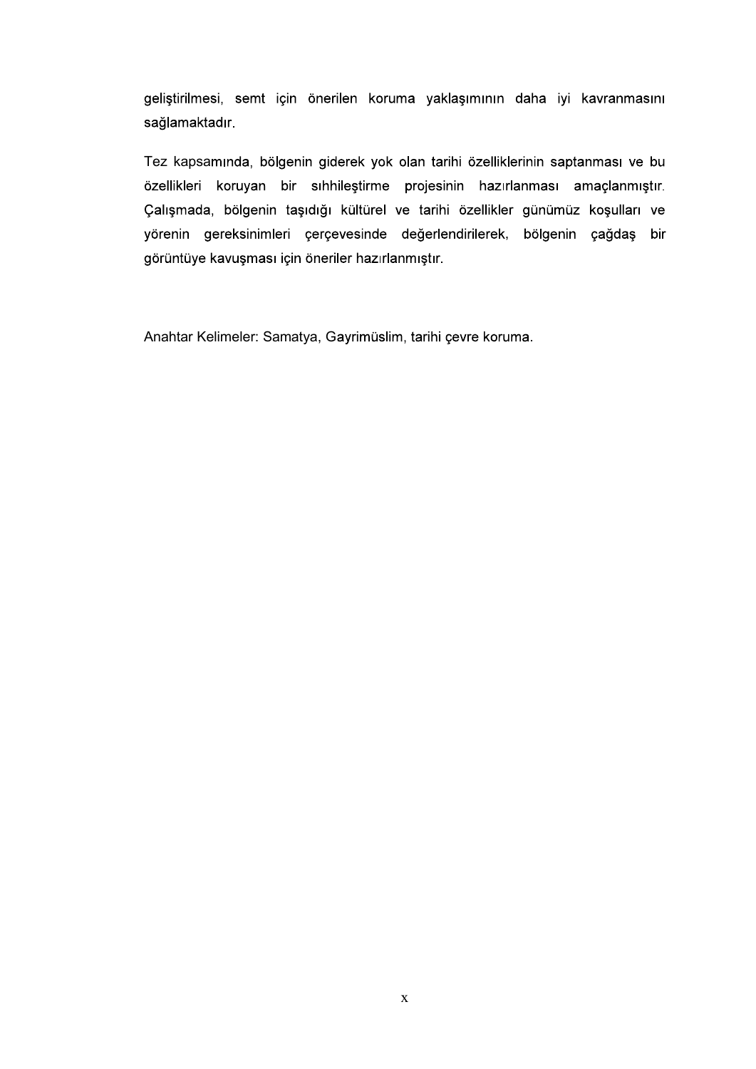geliştirilmesi, semt için önerilen koruma yaklaşımının daha iyi kavranmasını sağlamaktadır.

Tez kapsamında, bölgenin giderek yok olan tarihi özelliklerinin saptanması ve bu özellikleri koruyan bir sıhhileştirme projesinin hazırlanması amaçlanmıştır. Çalışmada, bölgenin taşıdığı kültürel ve tarihi özellikler günümüz koşulları ve yörenin gereksinimleri çerçevesinde değerlendirilerek, bölgenin çağdaş bir görüntüye kavuşması için öneriler hazırlanmıştır.

Anahtar Kelimeler: Samatya, Gayrimüslim, tarihi çevre koruma.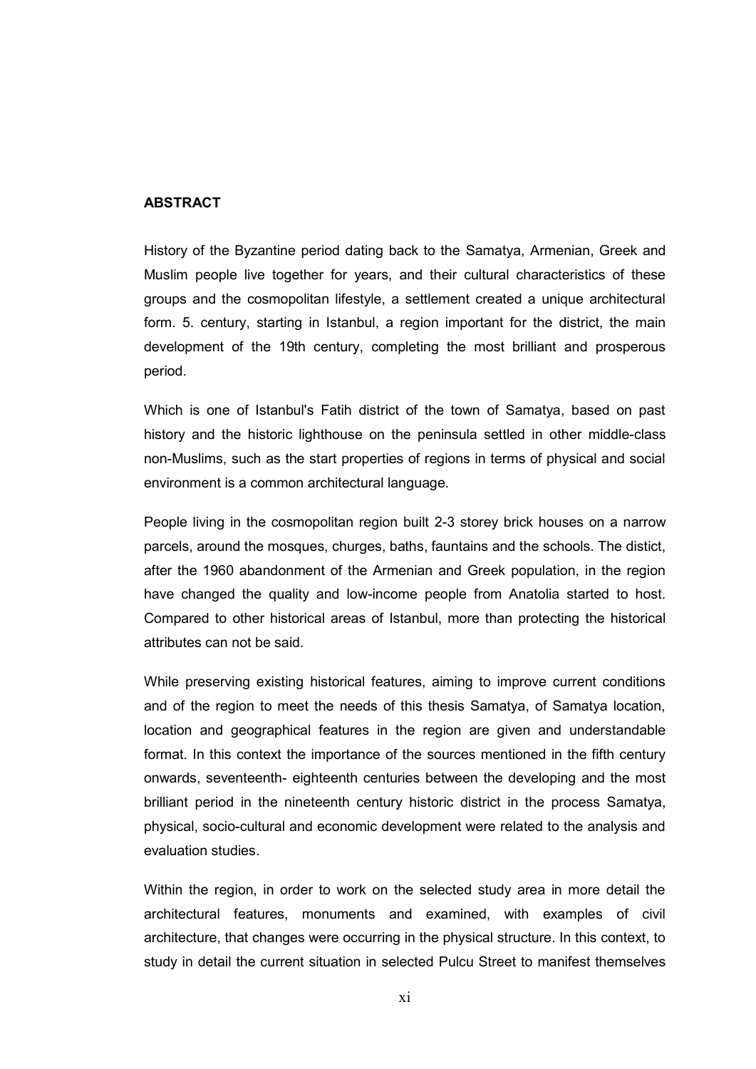## ABSTRACT

History of the Byzantine period dating back to the Samatya, Armenian, Greek and Muslim people live together for years, and their cultural characteristics of these groups and the cosmopolitan lifestyle, a settlement created a unique architectural form. 5. century, starting in Istanbul, a region important for the district, the main development of the 19th century, completing the most brilliant and prosperous period.

Which is one of Istanbul's Fatih district of the town of Samatya, based on past history and the historic lighthouse on the peninsula settled in other middle-class non-Muslims, such as the start properties of regions in terms of physical and social environment is a common architectural language.

People living in the cosmopolitan region built 2-3 storey brick houses on a narrow parcels, around the mosques, churges, baths, fauntains and the schools. The distict, after the 1960 abandonment of the Armenian and Greek population, in the region have changed the quality and low-income people from Anatolia started to host. Compared to other historical areas of Istanbul, more than protecting the historical attributes can not be said.

While preserving existing historical features, aiming to improve current conditions and of the region to meet the needs of this thesis Samatya, of Samatya location, location and geographical features in the region are given and understandable format. In this context the importance of the sources mentioned in the fifth century onwards, seventeenth- eighteenth centuries between the developing and the most brilliant period in the nineteenth century historic district in the process Samatya, physical, socio-cultural and economic development were related to the analysis and evaluation studies.

Within the region, in order to work on the selected study area in more detail the architectural features, monuments and examined, with examples of civil architecture, that changes were occurring in the physical structure. In this context, to study in detail the current situation in selected Pulcu Street to manifest themselves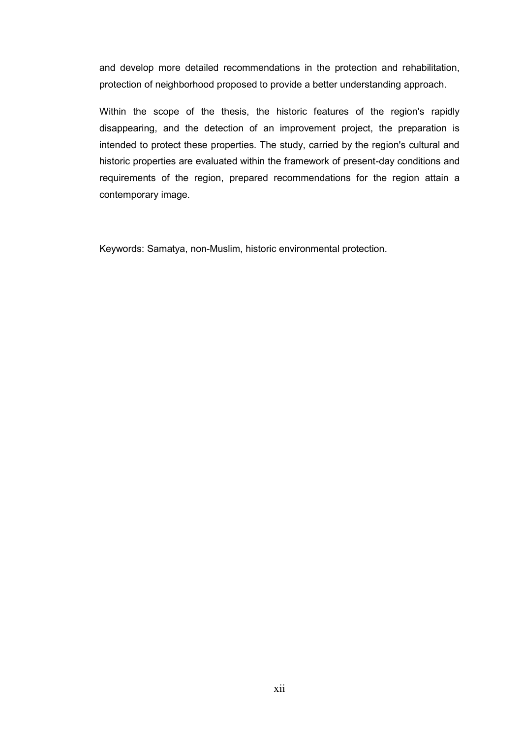and develop more detailed recommendations in the protection and rehabilitation, protection of neighborhood proposed to provide a better understanding approach.

Within the scope of the thesis, the historic features of the region's rapidly disappearing, and the detection of an improvement project, the preparation is intended to protect these properties. The study, carried by the region's cultural and historic properties are evaluated within the framework of present-day conditions and requirements of the region, prepared recommendations for the region attain a contemporary image.

Keywords: Samatya, non-Muslim, historic environmental protection.